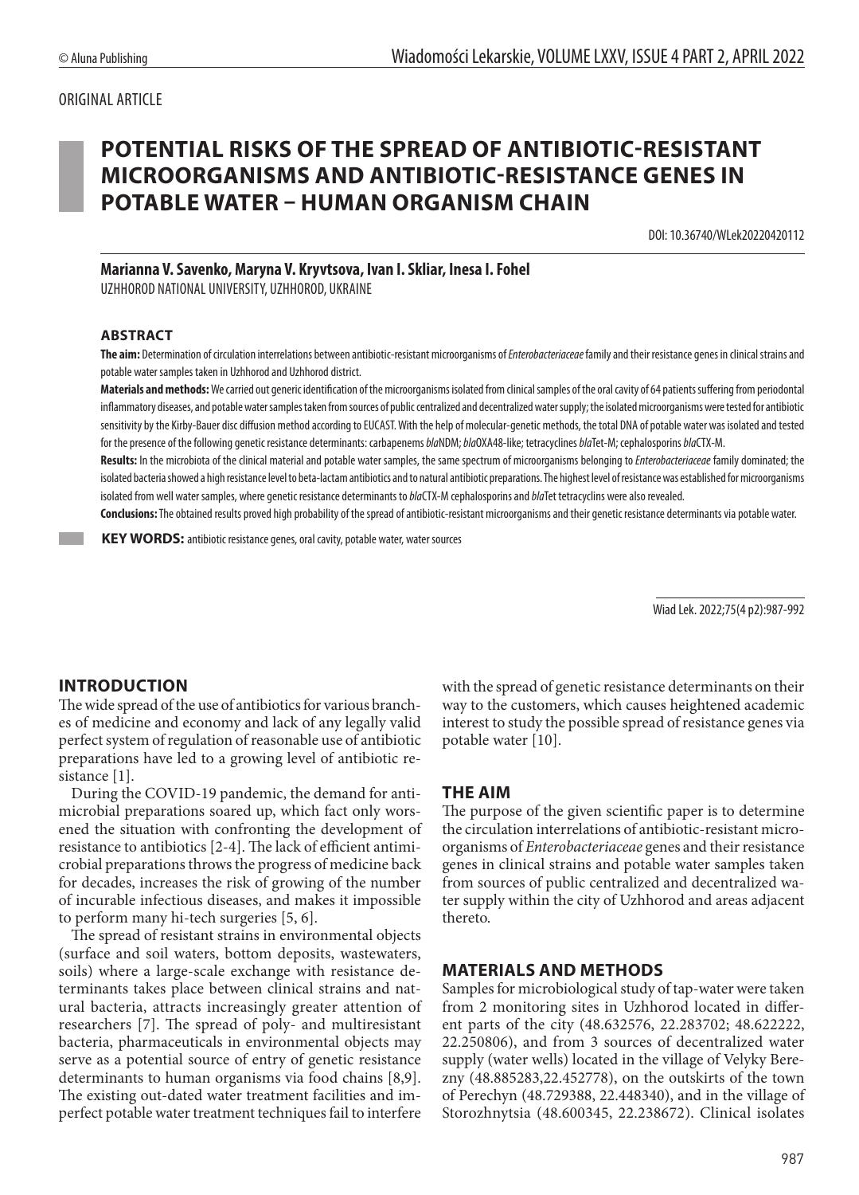ORIGINAL ARTICLE

# POTENTIAL RISKS OF THE SPREAD OF ANTIBIOTIC-RESISTANT MICROORGANISMS AND ANTIBIOTIC-RESISTANCE GENES IN POTABLE WATER – HUMAN ORGANISM CHAIN

DOI: 10.36740/WLek20220420112

**Marianna V. Savenko, Maryna V. Kryvtsova, Ivan I. Skliar, Inesa I. Fohel**
UZHHOROD NATIONAL UNIVERSITY, UZHHOROD, UKRAINE

## ABSTRACT

**The aim:** Determination of circulation interrelations between antibiotic-resistant microorganisms of *Enterobacteriaceae* family and their resistance genes in clinical strains and potable water samples taken in Uzhhorod and Uzhhorod district.

**Materials and methods:** We carried out generic identification of the microorganisms isolated from clinical samples of the oral cavity of 64 patients suffering from periodontal inflammatory diseases, and potable water samples taken from sources of public centralized and decentralized water supply; the isolated microorganisms were tested for antibiotic sensitivity by the Kirby-Bauer disc diffusion method according to EUCAST. With the help of molecular-genetic methods, the total DNA of potable water was isolated and tested for the presence of the following genetic resistance determinants: carbapenems *bla*NDM; *bla*OXA48-like; tetracyclines *bla*Tet-M; cephalosporins *bla*CTX-M.

**Results:** In the microbiota of the clinical material and potable water samples, the same spectrum of microorganisms belonging to *Enterobacteriaceae* family dominated; the isolated bacteria showed a high resistance level to beta-lactam antibiotics and to natural antibiotic preparations. The highest level of resistance was established for microorganisms isolated from well water samples, where genetic resistance determinants to *bla*CTX-M cephalosporins and *bla*Tet tetracyclins were also revealed.

**Conclusions:** The obtained results proved high probability of the spread of antibiotic-resistant microorganisms and their genetic resistance determinants via potable water.

**KEY WORDS:** antibiotic resistance genes, oral cavity, potable water, water sources

Wiad Lek. 2022;75(4 p2):987-992

## INTRODUCTION

The wide spread of the use of antibiotics for various branches of medicine and economy and lack of any legally valid perfect system of regulation of reasonable use of antibiotic preparations have led to a growing level of antibiotic resistance [1].

During the COVID-19 pandemic, the demand for antimicrobial preparations soared up, which fact only worsened the situation with confronting the development of resistance to antibiotics [2-4]. The lack of efficient antimicrobial preparations throws the progress of medicine back for decades, increases the risk of growing of the number of incurable infectious diseases, and makes it impossible to perform many hi-tech surgeries [5, 6].

The spread of resistant strains in environmental objects (surface and soil waters, bottom deposits, wastewaters, soils) where a large-scale exchange with resistance determinants takes place between clinical strains and natural bacteria, attracts increasingly greater attention of researchers [7]. The spread of poly- and multiresistant bacteria, pharmaceuticals in environmental objects may serve as a potential source of entry of genetic resistance determinants to human organisms via food chains [8,9]. The existing out-dated water treatment facilities and imperfect potable water treatment techniques fail to interfere with the spread of genetic resistance determinants on their way to the customers, which causes heightened academic interest to study the possible spread of resistance genes via potable water [10].

## THE AIM

The purpose of the given scientific paper is to determine the circulation interrelations of antibiotic-resistant microorganisms of *Enterobacteriaceae* genes and their resistance genes in clinical strains and potable water samples taken from sources of public centralized and decentralized water supply within the city of Uzhhorod and areas adjacent thereto.

## MATERIALS AND METHODS

Samples for microbiological study of tap-water were taken from 2 monitoring sites in Uzhhorod located in different parts of the city (48.632576, 22.283702; 48.622222, 22.250806), and from 3 sources of decentralized water supply (water wells) located in the village of Velyky Berezny (48.885283,22.452778), on the outskirts of the town of Perechyn (48.729388, 22.448340), and in the village of Storozhnytsia (48.600345, 22.238672). Clinical isolates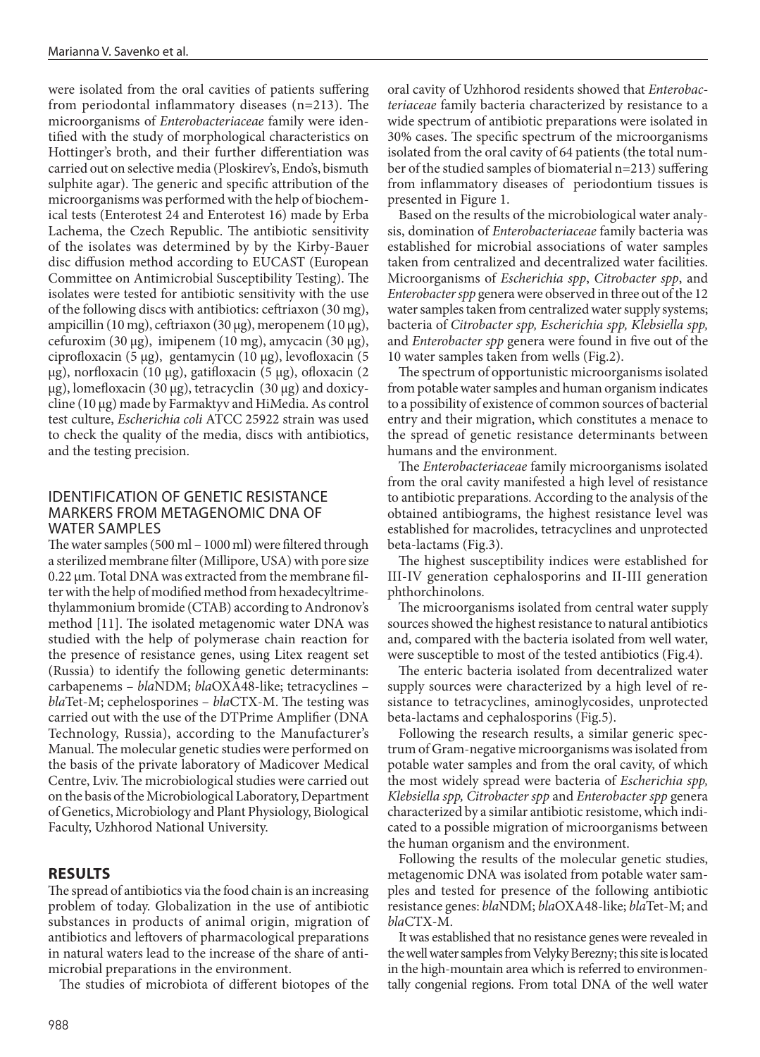were isolated from the oral cavities of patients suffering from periodontal inflammatory diseases (n=213). The microorganisms of *Enterobacteriaceae* family were identified with the study of morphological characteristics on Hottinger's broth, and their further differentiation was carried out on selective media (Ploskirev's, Endo's, bismuth sulphite agar). The generic and specific attribution of the microorganisms was performed with the help of biochemical tests (Enterotest 24 and Enterotest 16) made by Erba Lachema, the Czech Republic. The antibiotic sensitivity of the isolates was determined by by the Kirby-Bauer disc diffusion method according to EUCAST (European Committee on Antimicrobial Susceptibility Testing). The isolates were tested for antibiotic sensitivity with the use of the following discs with antibiotics: ceftriaxon (30 mg), ampicillin (10 mg), ceftriaxon (30 μg), meropenem (10 μg), cefuroxim (30 μg), imipenem (10 mg), amycacin (30 μg), ciprofloxacin (5 μg), gentamycin (10 μg), levofloxacin (5 μg), norfloxacin (10 μg), gatifloxacin (5 μg), ofloxacin (2 μg), lomefloxacin (30 μg), tetracyclin (30 μg) and doxicycline (10 μg) made by Farmaktyv and HiMedia. As control test culture, *Escherichia coli* ATCC 25922 strain was used to check the quality of the media, discs with antibiotics, and the testing precision.

## IDENTIFICATION OF GENETIC RESISTANCE MARKERS FROM METAGENOMIC DNA OF WATER SAMPLES

The water samples (500 ml – 1000 ml) were filtered through a sterilized membrane filter (Millipore, USA) with pore size 0.22 μm. Total DNA was extracted from the membrane filter with the help of modified method from hexadecyltrimethylammonium bromide (CTAB) according to Andronov's method [11]. The isolated metagenomic water DNA was studied with the help of polymerase chain reaction for the presence of resistance genes, using Litex reagent set (Russia) to identify the following genetic determinants: carbapenems – *bla*NDM; *bla*OXA48-like; tetracyclines – *bla*Tet-M; cephelosporines – *bla*CTX-M. The testing was carried out with the use of the DTPrime Amplifier (DNA Technology, Russia), according to the Manufacturer's Manual. The molecular genetic studies were performed on the basis of the private laboratory of Madicover Medical Centre, Lviv. The microbiological studies were carried out on the basis of the Microbiological Laboratory, Department of Genetics, Microbiology and Plant Physiology, Biological Faculty, Uzhhorod National University.

## RESULTS

The spread of antibiotics via the food chain is an increasing problem of today. Globalization in the use of antibiotic substances in products of animal origin, migration of antibiotics and leftovers of pharmacological preparations in natural waters lead to the increase of the share of antimicrobial preparations in the environment.

The studies of microbiota of different biotopes of the oral cavity of Uzhhorod residents showed that *Enterobacteriaceae* family bacteria characterized by resistance to a wide spectrum of antibiotic preparations were isolated in 30% cases. The specific spectrum of the microorganisms isolated from the oral cavity of 64 patients (the total number of the studied samples of biomaterial n=213) suffering from inflammatory diseases of periodontium tissues is presented in Figure 1.

Based on the results of the microbiological water analysis, domination of *Enterobacteriaceae* family bacteria was established for microbial associations of water samples taken from centralized and decentralized water facilities. Microorganisms of *Escherichia spp*, *Citrobacter spp*, and *Enterobacter spp* genera were observed in three out of the 12 water samples taken from centralized water supply systems; bacteria of *Citrobacter spp, Escherichia spp, Klebsiella spp,* and *Enterobacter spp* genera were found in five out of the 10 water samples taken from wells (Fig.2).

The spectrum of opportunistic microorganisms isolated from potable water samples and human organism indicates to a possibility of existence of common sources of bacterial entry and their migration, which constitutes a menace to the spread of genetic resistance determinants between humans and the environment.

The *Enterobacteriaceae* family microorganisms isolated from the oral cavity manifested a high level of resistance to antibiotic preparations. According to the analysis of the obtained antibiograms, the highest resistance level was established for macrolides, tetracyclines and unprotected beta-lactams (Fig.3).

The highest susceptibility indices were established for III-IV generation cephalosporins and II-III generation phthorchinolons.

The microorganisms isolated from central water supply sources showed the highest resistance to natural antibiotics and, compared with the bacteria isolated from well water, were susceptible to most of the tested antibiotics (Fig.4).

The enteric bacteria isolated from decentralized water supply sources were characterized by a high level of resistance to tetracyclines, aminoglycosides, unprotected beta-lactams and cephalosporins (Fig.5).

Following the research results, a similar generic spectrum of Gram-negative microorganisms was isolated from potable water samples and from the oral cavity, of which the most widely spread were bacteria of *Escherichia spp, Klebsiella spp, Citrobacter spp* and *Enterobacter spp* genera characterized by a similar antibiotic resistome, which indicated to a possible migration of microorganisms between the human organism and the environment.

Following the results of the molecular genetic studies, metagenomic DNA was isolated from potable water samples and tested for presence of the following antibiotic resistance genes: *bla*NDM; *bla*OXA48-like; *bla*Tet-M; and *bla*CTX-M.

It was established that no resistance genes were revealed in the well water samples from Velyky Berezny; this site is located in the high-mountain area which is referred to environmentally congenial regions. From total DNA of the well water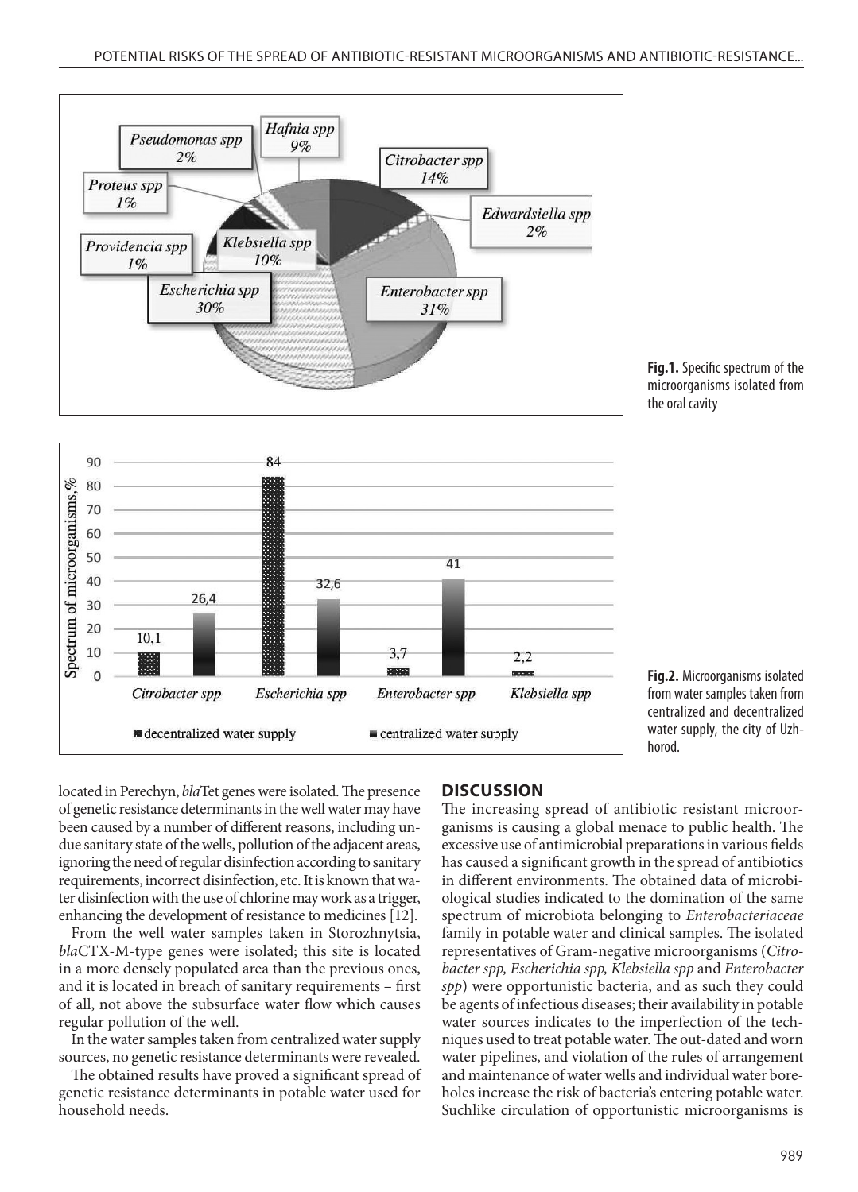**Fig.1.** Specific spectrum of the microorganisms isolated from the oral cavity

**Fig.2.** Microorganisms isolated from water samples taken from centralized and decentralized water supply, the city of Uzhhorod.

located in Perechyn, *bla*Tet genes were isolated. The presence of genetic resistance determinants in the well water may have been caused by a number of different reasons, including undue sanitary state of the wells, pollution of the adjacent areas, ignoring the need of regular disinfection according to sanitary requirements, incorrect disinfection, etc. It is known that water disinfection with the use of chlorine may work as a trigger, enhancing the development of resistance to medicines [12].

From the well water samples taken in Storozhnytsia, *bla*CTX-M-type genes were isolated; this site is located in a more densely populated area than the previous ones, and it is located in breach of sanitary requirements – first of all, not above the subsurface water flow which causes regular pollution of the well.

In the water samples taken from centralized water supply sources, no genetic resistance determinants were revealed.

The obtained results have proved a significant spread of genetic resistance determinants in potable water used for household needs.

## DISCUSSION

The increasing spread of antibiotic resistant microorganisms is causing a global menace to public health. The excessive use of antimicrobial preparations in various fields has caused a significant growth in the spread of antibiotics in different environments. The obtained data of microbiological studies indicated to the domination of the same spectrum of microbiota belonging to *Enterobacteriaceae* family in potable water and clinical samples. The isolated representatives of Gram-negative microorganisms (*Citrobacter spp, Escherichia spp, Klebsiella spp* and *Enterobacter spp*) were opportunistic bacteria, and as such they could be agents of infectious diseases; their availability in potable water sources indicates to the imperfection of the techniques used to treat potable water. The out-dated and worn water pipelines, and violation of the rules of arrangement and maintenance of water wells and individual water boreholes increase the risk of bacteria's entering potable water. Suchlike circulation of opportunistic microorganisms is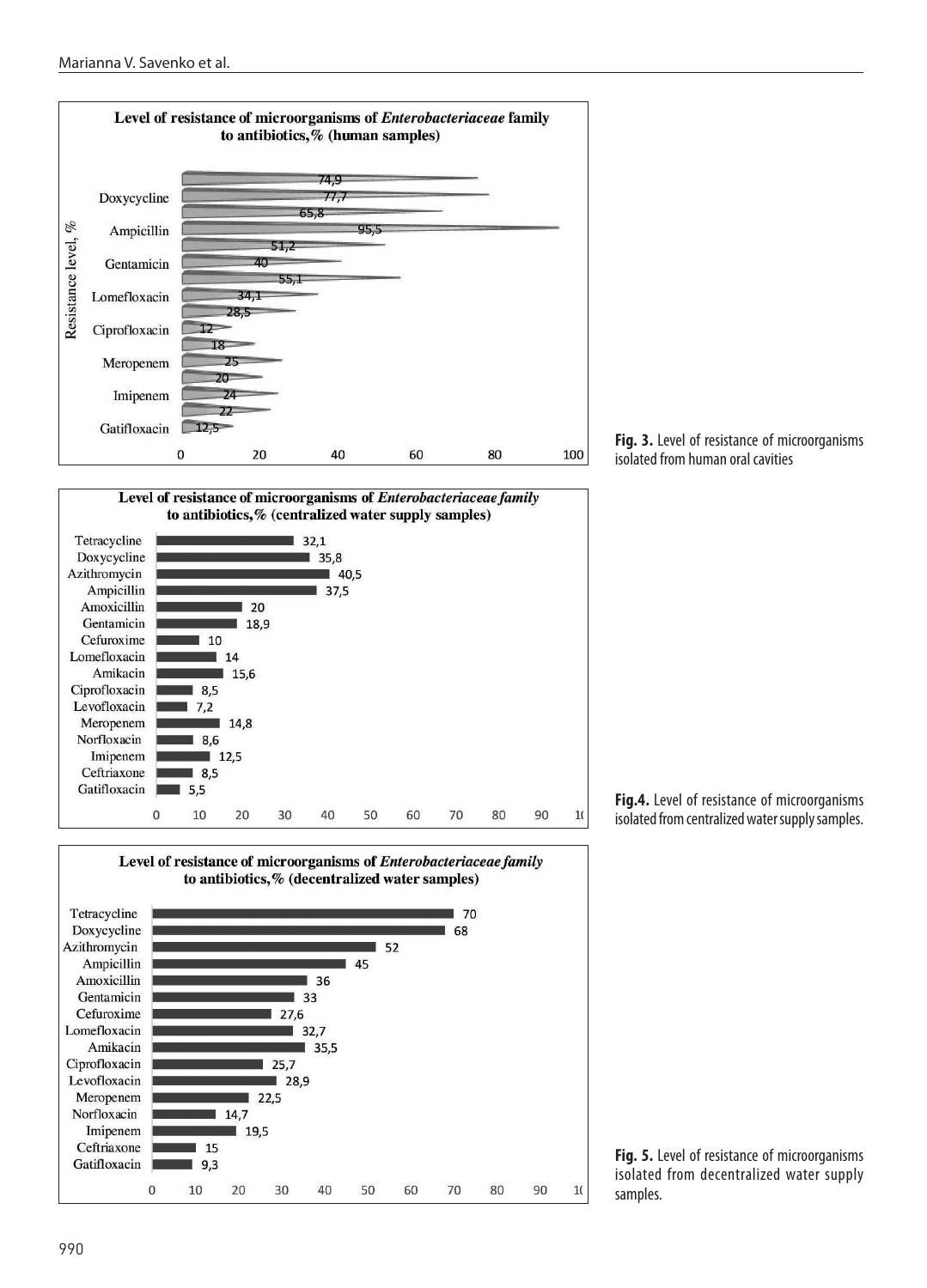**Level of resistance of microorganisms of *Enterobacteriaceae* family to antibiotics,% (human samples)**

| Antibiotic | Resistance level, % |
|---|---|
| | 74,9 |
| Doxycycline | 77,7 |
| | 65,8 |
| Ampicillin | 95,5 |
| | 51,2 |
| Gentamicin | 40 |
| | 55,1 |
| Lomefloxacin | 34,1 |
| | 28,5 |
| Ciprofloxacin | 12 |
| | 18 |
| Meropenem | 25 |
| | 20 |
| Imipenem | 24 |
| | 22 |
| Gatifloxacin | 12,5 |

**Fig. 3.** Level of resistance of microorganisms isolated from human oral cavities

**Level of resistance of microorganisms of *Enterobacteriaceae family* to antibiotics,% (centralized water supply samples)**

| Antibiotic | % |
|---|---|
| Tetracycline | 32,1 |
| Doxycycline | 35,8 |
| Azithromycin | 40,5 |
| Ampicillin | 37,5 |
| Amoxicillin | 20 |
| Gentamicin | 18,9 |
| Cefuroxime | 10 |
| Lomefloxacin | 14 |
| Amikacin | 15,6 |
| Ciprofloxacin | 8,5 |
| Levofloxacin | 7,2 |
| Meropenem | 14,8 |
| Norfloxacin | 8,6 |
| Imipenem | 12,5 |
| Ceftriaxone | 8,5 |
| Gatifloxacin | 5,5 |

**Fig.4.** Level of resistance of microorganisms isolated from centralized water supply samples.

**Level of resistance of microorganisms of *Enterobacteriaceae family* to antibiotics,% (decentralized water samples)**

| Antibiotic | % |
|---|---|
| Tetracycline | 70 |
| Doxycycline | 68 |
| Azithromycin | 52 |
| Ampicillin | 45 |
| Amoxicillin | 36 |
| Gentamicin | 33 |
| Cefuroxime | 27,6 |
| Lomefloxacin | 32,7 |
| Amikacin | 35,5 |
| Ciprofloxacin | 25,7 |
| Levofloxacin | 28,9 |
| Meropenem | 22,5 |
| Norfloxacin | 14,7 |
| Imipenem | 19,5 |
| Ceftriaxone | 15 |
| Gatifloxacin | 9,3 |

**Fig. 5.** Level of resistance of microorganisms isolated from decentralized water supply samples.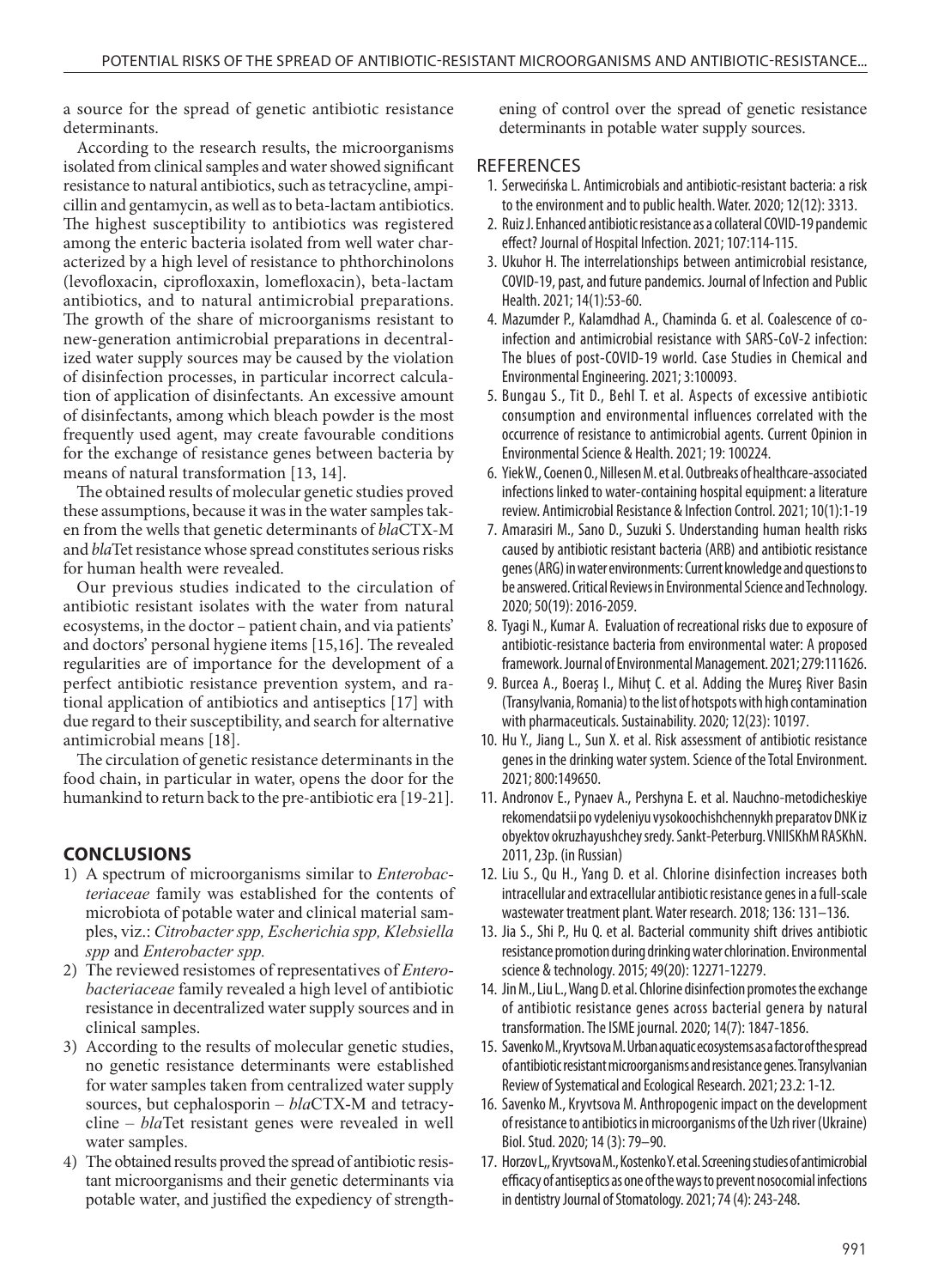a source for the spread of genetic antibiotic resistance determinants.

According to the research results, the microorganisms isolated from clinical samples and water showed significant resistance to natural antibiotics, such as tetracycline, ampicillin and gentamycin, as well as to beta-lactam antibiotics. The highest susceptibility to antibiotics was registered among the enteric bacteria isolated from well water characterized by a high level of resistance to phthorchinolons (levofloxacin, ciprofloxaxin, lomefloxacin), beta-lactam antibiotics, and to natural antimicrobial preparations. The growth of the share of microorganisms resistant to new-generation antimicrobial preparations in decentralized water supply sources may be caused by the violation of disinfection processes, in particular incorrect calculation of application of disinfectants. An excessive amount of disinfectants, among which bleach powder is the most frequently used agent, may create favourable conditions for the exchange of resistance genes between bacteria by means of natural transformation [13, 14].

The obtained results of molecular genetic studies proved these assumptions, because it was in the water samples taken from the wells that genetic determinants of *bla*CTX-M and *bla*Tet resistance whose spread constitutes serious risks for human health were revealed.

Our previous studies indicated to the circulation of antibiotic resistant isolates with the water from natural ecosystems, in the doctor – patient chain, and via patients' and doctors' personal hygiene items [15,16]. The revealed regularities are of importance for the development of a perfect antibiotic resistance prevention system, and rational application of antibiotics and antiseptics [17] with due regard to their susceptibility, and search for alternative antimicrobial means [18].

The circulation of genetic resistance determinants in the food chain, in particular in water, opens the door for the humankind to return back to the pre-antibiotic era [19-21].

## CONCLUSIONS

1) A spectrum of microorganisms similar to *Enterobacteriaceae* family was established for the contents of microbiota of potable water and clinical material samples, viz.: *Citrobacter spp, Escherichia spp, Klebsiella spp* and *Enterobacter spp.*
2) The reviewed resistomes of representatives of *Enterobacteriaceae* family revealed a high level of antibiotic resistance in decentralized water supply sources and in clinical samples.
3) According to the results of molecular genetic studies, no genetic resistance determinants were established for water samples taken from centralized water supply sources, but cephalosporin – *bla*CTX-M and tetracycline – *bla*Tet resistant genes were revealed in well water samples.
4) The obtained results proved the spread of antibiotic resistant microorganisms and their genetic determinants via potable water, and justified the expediency of strengthening of control over the spread of genetic resistance determinants in potable water supply sources.

## REFERENCES

1. Serwecińska L. Antimicrobials and antibiotic-resistant bacteria: a risk to the environment and to public health. Water. 2020; 12(12): 3313.
2. Ruiz J. Enhanced antibiotic resistance as a collateral COVID-19 pandemic effect? Journal of Hospital Infection. 2021; 107:114-115.
3. Ukuhor H. The interrelationships between antimicrobial resistance, COVID-19, past, and future pandemics. Journal of Infection and Public Health. 2021; 14(1):53-60.
4. Mazumder P., Kalamdhad A., Chaminda G. et al. Coalescence of co-infection and antimicrobial resistance with SARS-CoV-2 infection: The blues of post-COVID-19 world. Case Studies in Chemical and Environmental Engineering. 2021; 3:100093.
5. Bungau S., Tit D., Behl T. et al. Aspects of excessive antibiotic consumption and environmental influences correlated with the occurrence of resistance to antimicrobial agents. Current Opinion in Environmental Science & Health. 2021; 19: 100224.
6. Yiek W., Coenen O., Nillesen M. et al. Outbreaks of healthcare-associated infections linked to water-containing hospital equipment: a literature review. Antimicrobial Resistance & Infection Control. 2021; 10(1):1-19
7. Amarasiri M., Sano D., Suzuki S. Understanding human health risks caused by antibiotic resistant bacteria (ARB) and antibiotic resistance genes (ARG) in water environments: Current knowledge and questions to be answered. Critical Reviews in Environmental Science and Technology. 2020; 50(19): 2016-2059.
8. Tyagi N., Kumar A. Evaluation of recreational risks due to exposure of antibiotic-resistance bacteria from environmental water: A proposed framework. Journal of Environmental Management. 2021; 279:111626.
9. Burcea A., Boeraş I., Mihuţ C. et al. Adding the Mureş River Basin (Transylvania, Romania) to the list of hotspots with high contamination with pharmaceuticals. Sustainability. 2020; 12(23): 10197.
10. Hu Y., Jiang L., Sun X. et al. Risk assessment of antibiotic resistance genes in the drinking water system. Science of the Total Environment. 2021; 800:149650.
11. Andronov E., Pynaev A., Pershyna E. et al. Nauchno-metodicheskiye rekomendatsii po vydeleniyu vysokoochishchennykh preparatov DNK iz obyektov okruzhayushchey sredy. Sankt-Peterburg. VNIISKhM RASKhN. 2011, 23p. (in Russian)
12. Liu S., Qu H., Yang D. et al. Chlorine disinfection increases both intracellular and extracellular antibiotic resistance genes in a full-scale wastewater treatment plant. Water research. 2018; 136: 131–136.
13. Jia S., Shi P., Hu Q. et al. Bacterial community shift drives antibiotic resistance promotion during drinking water chlorination. Environmental science & technology. 2015; 49(20): 12271-12279.
14. Jin M., Liu L., Wang D. et al. Chlorine disinfection promotes the exchange of antibiotic resistance genes across bacterial genera by natural transformation. The ISME journal. 2020; 14(7): 1847-1856.
15. Savenko M., Kryvtsova M. Urban aquatic ecosystems as a factor of the spread of antibiotic resistant microorganisms and resistance genes. Transylvanian Review of Systematical and Ecological Research. 2021; 23.2: 1-12.
16. Savenko M., Kryvtsova M. Anthropogenic impact on the development of resistance to antibiotics in microorganisms of the Uzh river (Ukraine) Biol. Stud. 2020; 14 (3): 79–90.
17. Horzov L,, Kryvtsova M., Kostenko Y. et al. Screening studies of antimicrobial efficacy of antiseptics as one of the ways to prevent nosocomial infections in dentistry Journal of Stomatology. 2021; 74 (4): 243-248.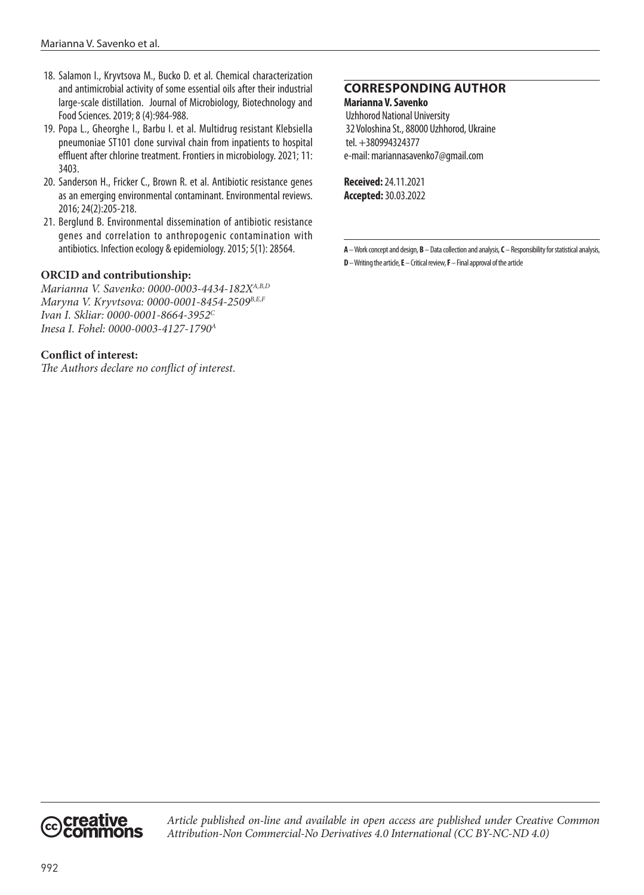18. Salamon I., Kryvtsova M., Bucko D. et al. Chemical characterization and antimicrobial activity of some essential oils after their industrial large-scale distillation. Journal of Microbiology, Biotechnology and Food Sciences. 2019; 8 (4):984-988.
19. Popa L., Gheorghe I., Barbu I. et al. Multidrug resistant Klebsiella pneumoniae ST101 clone survival chain from inpatients to hospital effluent after chlorine treatment. Frontiers in microbiology. 2021; 11: 3403.
20. Sanderson H., Fricker C., Brown R. et al. Antibiotic resistance genes as an emerging environmental contaminant. Environmental reviews. 2016; 24(2):205-218.
21. Berglund B. Environmental dissemination of antibiotic resistance genes and correlation to anthropogenic contamination with antibiotics. Infection ecology & epidemiology. 2015; 5(1): 28564.

**ORCID and contributionship:**

*Marianna V. Savenko: 0000-0003-4434-182X[A,B,D]*
*Maryna V. Kryvtsova: 0000-0001-8454-2509[B,E,F]*
*Ivan I. Skliar: 0000-0001-8664-3952[C]*
*Inesa I. Fohel: 0000-0003-4127-1790[A]*

**Conflict of interest:**

*The Authors declare no conflict of interest.*

## CORRESPONDING AUTHOR

**Marianna V. Savenko**
Uzhhorod National University
32 Voloshina St., 88000 Uzhhorod, Ukraine
tel. +380994324377
e-mail: mariannasavenko7@gmail.com

**Received:** 24.11.2021
**Accepted:** 30.03.2022

**A** – Work concept and design, **B** – Data collection and analysis, **C** – Responsibility for statistical analysis, **D** – Writing the article, **E** – Critical review, **F** – Final approval of the article

*Article published on-line and available in open access are published under Creative Common Attribution-Non Commercial-No Derivatives 4.0 International (CC BY-NC-ND 4.0)*